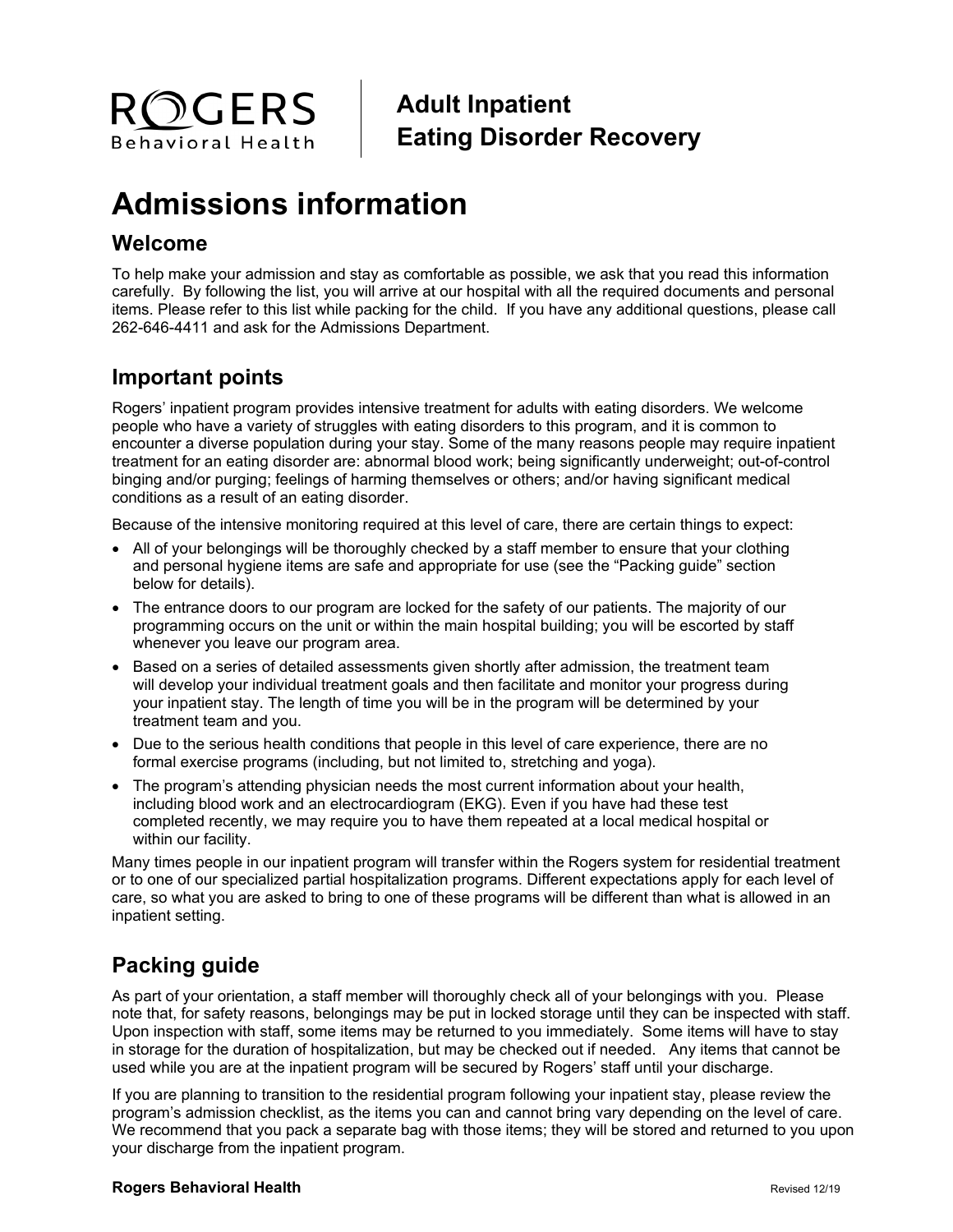ROGERS Behavioral Health

**Adult Inpatient Eating Disorder Recovery**

# Admissions information

## Welcome

To help make your admission and stay as comfortable as possible, we ask that you read this information carefully. By following the list, you will arrive at our hospital with all the required documents and personal items. Please refer to this list while packing for the child. If you have any additional questions, please call 262-646-4411 and ask for the Admissions Department.

## Important points

Rogers' inpatient program provides intensive treatment for adults with eating disorders. We welcome people who have a variety of struggles with eating disorders to this program, and it is common to encounter a diverse population during your stay. Some of the many reasons people may require inpatient treatment for an eating disorder are: abnormal blood work; being significantly underweight; out-of-control binging and/or purging; feelings of harming themselves or others; and/or having significant medical conditions as a result of an eating disorder.

Because of the intensive monitoring required at this level of care, there are certain things to expect:

- All of your belongings will be thoroughly checked by a staff member to ensure that your clothing and personal hygiene items are safe and appropriate for use (see the "Packing guide" section below for details).
- The entrance doors to our program are locked for the safety of our patients. The majority of our programming occurs on the unit or within the main hospital building; you will be escorted by staff whenever you leave our program area.
- Based on a series of detailed assessments given shortly after admission, the treatment team will develop your individual treatment goals and then facilitate and monitor your progress during your inpatient stay. The length of time you will be in the program will be determined by your treatment team and you.
- Due to the serious health conditions that people in this level of care experience, there are no formal exercise programs (including, but not limited to, stretching and yoga).
- The program's attending physician needs the most current information about your health, including blood work and an electrocardiogram (EKG). Even if you have had these test completed recently, we may require you to have them repeated at a local medical hospital or within our facility.

Many times people in our inpatient program will transfer within the Rogers system for residential treatment or to one of our specialized partial hospitalization programs. Different expectations apply for each level of care, so what you are asked to bring to one of these programs will be different than what is allowed in an inpatient setting.

## Packing guide

As part of your orientation, a staff member will thoroughly check all of your belongings with you. Please note that, for safety reasons, belongings may be put in locked storage until they can be inspected with staff. Upon inspection with staff, some items may be returned to you immediately. Some items will have to stay in storage for the duration of hospitalization, but may be checked out if needed. Any items that cannot be used while you are at the inpatient program will be secured by Rogers' staff until your discharge.

If you are planning to transition to the residential program following your inpatient stay, please review the program's admission checklist, as the items you can and cannot bring vary depending on the level of care. We recommend that you pack a separate bag with those items; they will be stored and returned to you upon your discharge from the inpatient program.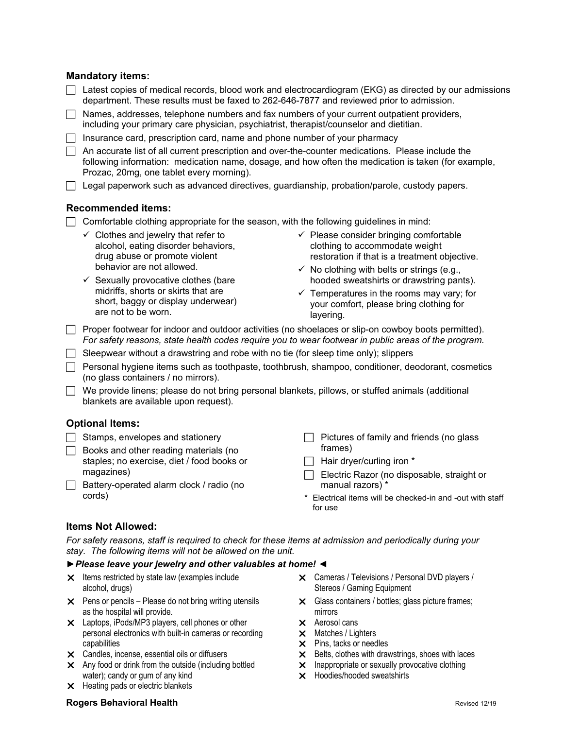## Mandatory items:

- ☐ Latest copies of medical records, blood work and electrocardiogram (EKG) as directed by our admissions department. These results must be faxed to 262-646-7877 and reviewed prior to admission.
- ☐ Names, addresses, telephone numbers and fax numbers of your current outpatient providers, including your primary care physician, psychiatrist, therapist/counselor and dietitian.
- ☐ Insurance card, prescription card, name and phone number of your pharmacy
- ☐ An accurate list of all current prescription and over-the-counter medications. Please include the following information: medication name, dosage, and how often the medication is taken (for example, Prozac, 20mg, one tablet every morning).
- ☐ Legal paperwork such as advanced directives, guardianship, probation/parole, custody papers.

## Recommended items:

- ☐ Comfortable clothing appropriate for the season, with the following guidelines in mind:
  - ✓ Clothes and jewelry that refer to alcohol, eating disorder behaviors, drug abuse or promote violent behavior are not allowed.
  - ✓ Sexually provocative clothes (bare midriffs, shorts or skirts that are short, baggy or display underwear) are not to be worn.
  - ✓ Please consider bringing comfortable clothing to accommodate weight restoration if that is a treatment objective.
  - ✓ No clothing with belts or strings (e.g., hooded sweatshirts or drawstring pants).
  - ✓ Temperatures in the rooms may vary; for your comfort, please bring clothing for layering.
- ☐ Proper footwear for indoor and outdoor activities (no shoelaces or slip-on cowboy boots permitted). *For safety reasons, state health codes require you to wear footwear in public areas of the program.*
- ☐ Sleepwear without a drawstring and robe with no tie (for sleep time only); slippers
- ☐ Personal hygiene items such as toothpaste, toothbrush, shampoo, conditioner, deodorant, cosmetics (no glass containers / no mirrors).
- ☐ We provide linens; please do not bring personal blankets, pillows, or stuffed animals (additional blankets are available upon request).

## Optional Items:

- ☐ Stamps, envelopes and stationery
- ☐ Books and other reading materials (no staples; no exercise, diet / food books or magazines)
- ☐ Battery-operated alarm clock / radio (no cords)
- ☐ Pictures of family and friends (no glass frames)
- ☐ Hair dryer/curling iron *
- ☐ Electric Razor (no disposable, straight or manual razors) *

\* Electrical items will be checked-in and -out with staff for use

## Items Not Allowed:

*For safety reasons, staff is required to check for these items at admission and periodically during your stay. The following items will not be allowed on the unit.*

***►Please leave your jewelry and other valuables at home! ◄***

- ✕ Items restricted by state law (examples include alcohol, drugs)
- ✕ Pens or pencils – Please do not bring writing utensils as the hospital will provide.
- ✕ Laptops, iPods/MP3 players, cell phones or other personal electronics with built-in cameras or recording capabilities
- ✕ Candles, incense, essential oils or diffusers
- ✕ Any food or drink from the outside (including bottled water); candy or gum of any kind
- ✕ Heating pads or electric blankets
- ✕ Cameras / Televisions / Personal DVD players / Stereos / Gaming Equipment
- ✕ Glass containers / bottles; glass picture frames; mirrors
- ✕ Aerosol cans
- ✕ Matches / Lighters
- ✕ Pins, tacks or needles
- ✕ Belts, clothes with drawstrings, shoes with laces
- ✕ Inappropriate or sexually provocative clothing
- ✕ Hoodies/hooded sweatshirts

**Rogers Behavioral Health** Revised 12/19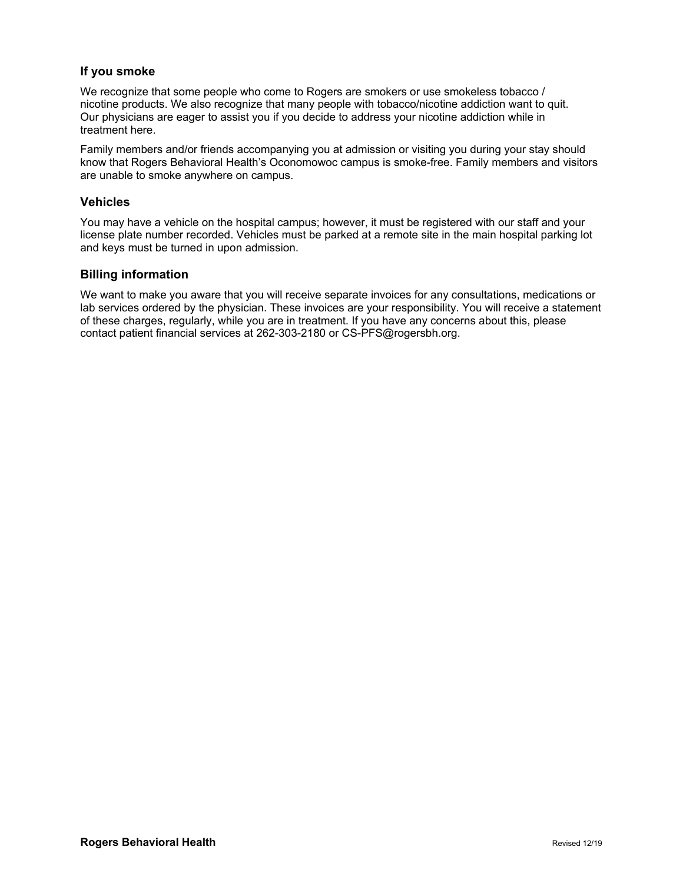## If you smoke

We recognize that some people who come to Rogers are smokers or use smokeless tobacco / nicotine products. We also recognize that many people with tobacco/nicotine addiction want to quit. Our physicians are eager to assist you if you decide to address your nicotine addiction while in treatment here.

Family members and/or friends accompanying you at admission or visiting you during your stay should know that Rogers Behavioral Health's Oconomowoc campus is smoke-free. Family members and visitors are unable to smoke anywhere on campus.

## Vehicles

You may have a vehicle on the hospital campus; however, it must be registered with our staff and your license plate number recorded. Vehicles must be parked at a remote site in the main hospital parking lot and keys must be turned in upon admission.

## Billing information

We want to make you aware that you will receive separate invoices for any consultations, medications or lab services ordered by the physician. These invoices are your responsibility. You will receive a statement of these charges, regularly, while you are in treatment. If you have any concerns about this, please contact patient financial services at 262-303-2180 or CS-PFS@rogersbh.org.